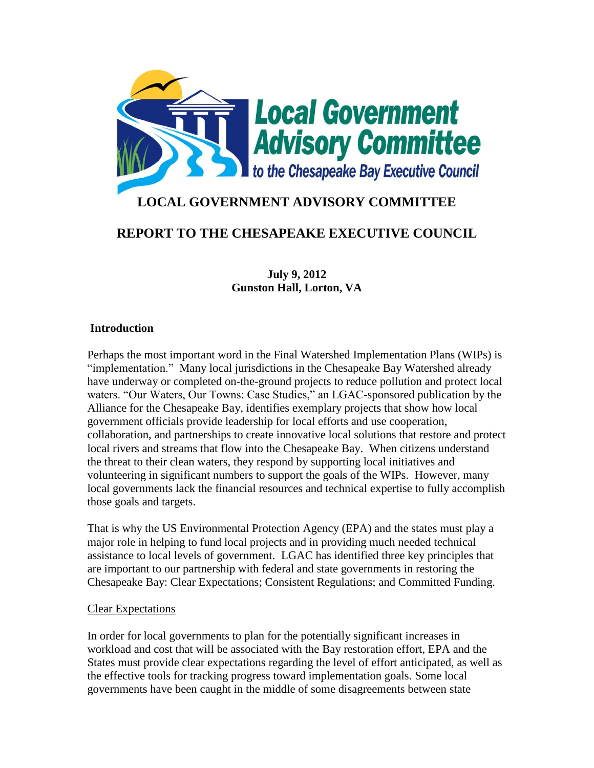# LOCAL GOVERNMENT ADVISORY COMMITTEE

## REPORT TO THE CHESAPEAKE EXECUTIVE COUNCIL

**July 9, 2012**
**Gunston Hall, Lorton, VA**

### Introduction

Perhaps the most important word in the Final Watershed Implementation Plans (WIPs) is "implementation." Many local jurisdictions in the Chesapeake Bay Watershed already have underway or completed on-the-ground projects to reduce pollution and protect local waters. "Our Waters, Our Towns: Case Studies," an LGAC-sponsored publication by the Alliance for the Chesapeake Bay, identifies exemplary projects that show how local government officials provide leadership for local efforts and use cooperation, collaboration, and partnerships to create innovative local solutions that restore and protect local rivers and streams that flow into the Chesapeake Bay. When citizens understand the threat to their clean waters, they respond by supporting local initiatives and volunteering in significant numbers to support the goals of the WIPs. However, many local governments lack the financial resources and technical expertise to fully accomplish those goals and targets.

That is why the US Environmental Protection Agency (EPA) and the states must play a major role in helping to fund local projects and in providing much needed technical assistance to local levels of government. LGAC has identified three key principles that are important to our partnership with federal and state governments in restoring the Chesapeake Bay: Clear Expectations; Consistent Regulations; and Committed Funding.

<u>Clear Expectations</u>

In order for local governments to plan for the potentially significant increases in workload and cost that will be associated with the Bay restoration effort, EPA and the States must provide clear expectations regarding the level of effort anticipated, as well as the effective tools for tracking progress toward implementation goals. Some local governments have been caught in the middle of some disagreements between state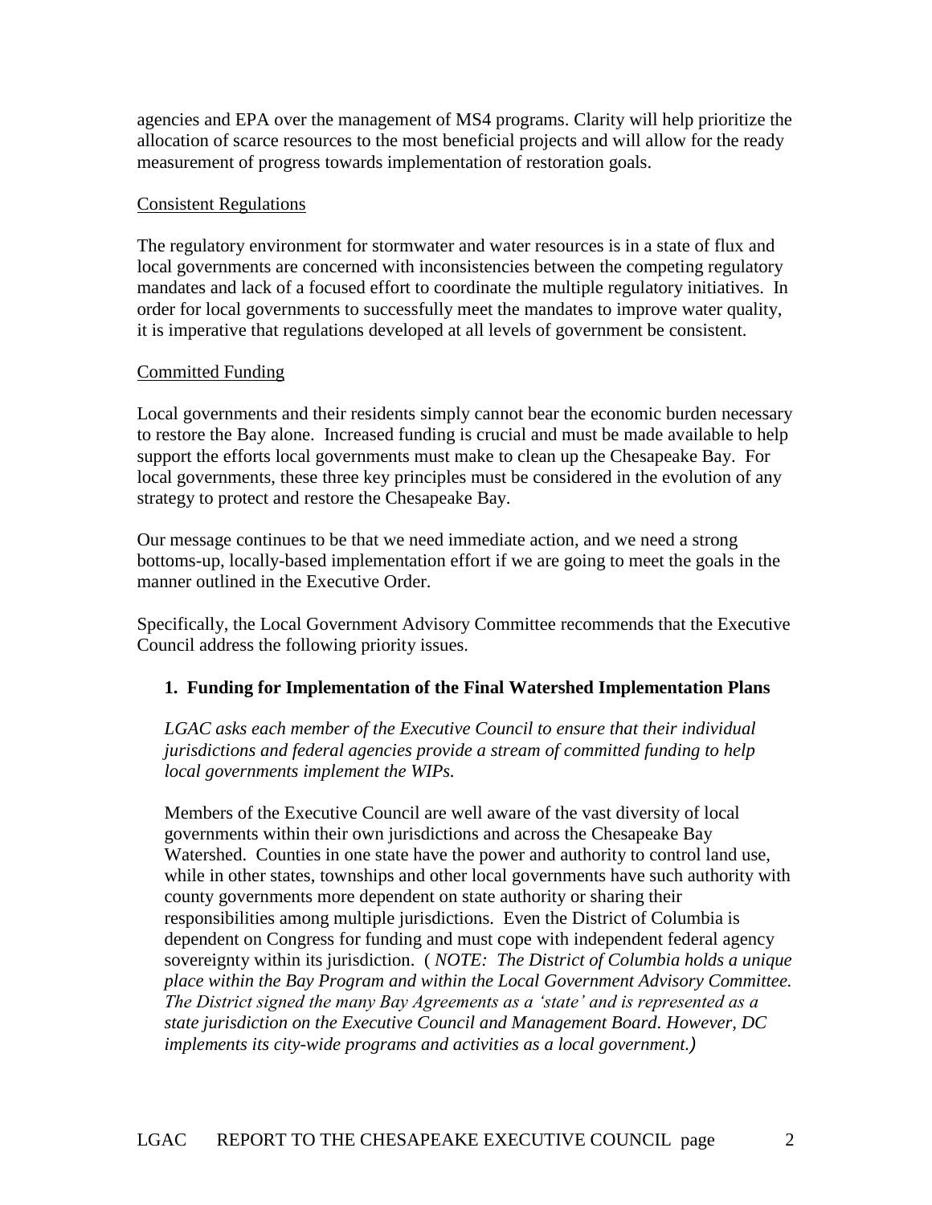agencies and EPA over the management of MS4 programs. Clarity will help prioritize the allocation of scarce resources to the most beneficial projects and will allow for the ready measurement of progress towards implementation of restoration goals.

### Consistent Regulations

The regulatory environment for stormwater and water resources is in a state of flux and local governments are concerned with inconsistencies between the competing regulatory mandates and lack of a focused effort to coordinate the multiple regulatory initiatives. In order for local governments to successfully meet the mandates to improve water quality, it is imperative that regulations developed at all levels of government be consistent.

### Committed Funding

Local governments and their residents simply cannot bear the economic burden necessary to restore the Bay alone. Increased funding is crucial and must be made available to help support the efforts local governments must make to clean up the Chesapeake Bay. For local governments, these three key principles must be considered in the evolution of any strategy to protect and restore the Chesapeake Bay.

Our message continues to be that we need immediate action, and we need a strong bottoms-up, locally-based implementation effort if we are going to meet the goals in the manner outlined in the Executive Order.

Specifically, the Local Government Advisory Committee recommends that the Executive Council address the following priority issues.

**1. Funding for Implementation of the Final Watershed Implementation Plans**

*LGAC asks each member of the Executive Council to ensure that their individual jurisdictions and federal agencies provide a stream of committed funding to help local governments implement the WIPs.*

Members of the Executive Council are well aware of the vast diversity of local governments within their own jurisdictions and across the Chesapeake Bay Watershed. Counties in one state have the power and authority to control land use, while in other states, townships and other local governments have such authority with county governments more dependent on state authority or sharing their responsibilities among multiple jurisdictions. Even the District of Columbia is dependent on Congress for funding and must cope with independent federal agency sovereignty within its jurisdiction. ( *NOTE: The District of Columbia holds a unique place within the Bay Program and within the Local Government Advisory Committee. The District signed the many Bay Agreements as a 'state' and is represented as a state jurisdiction on the Executive Council and Management Board. However, DC implements its city-wide programs and activities as a local government.)*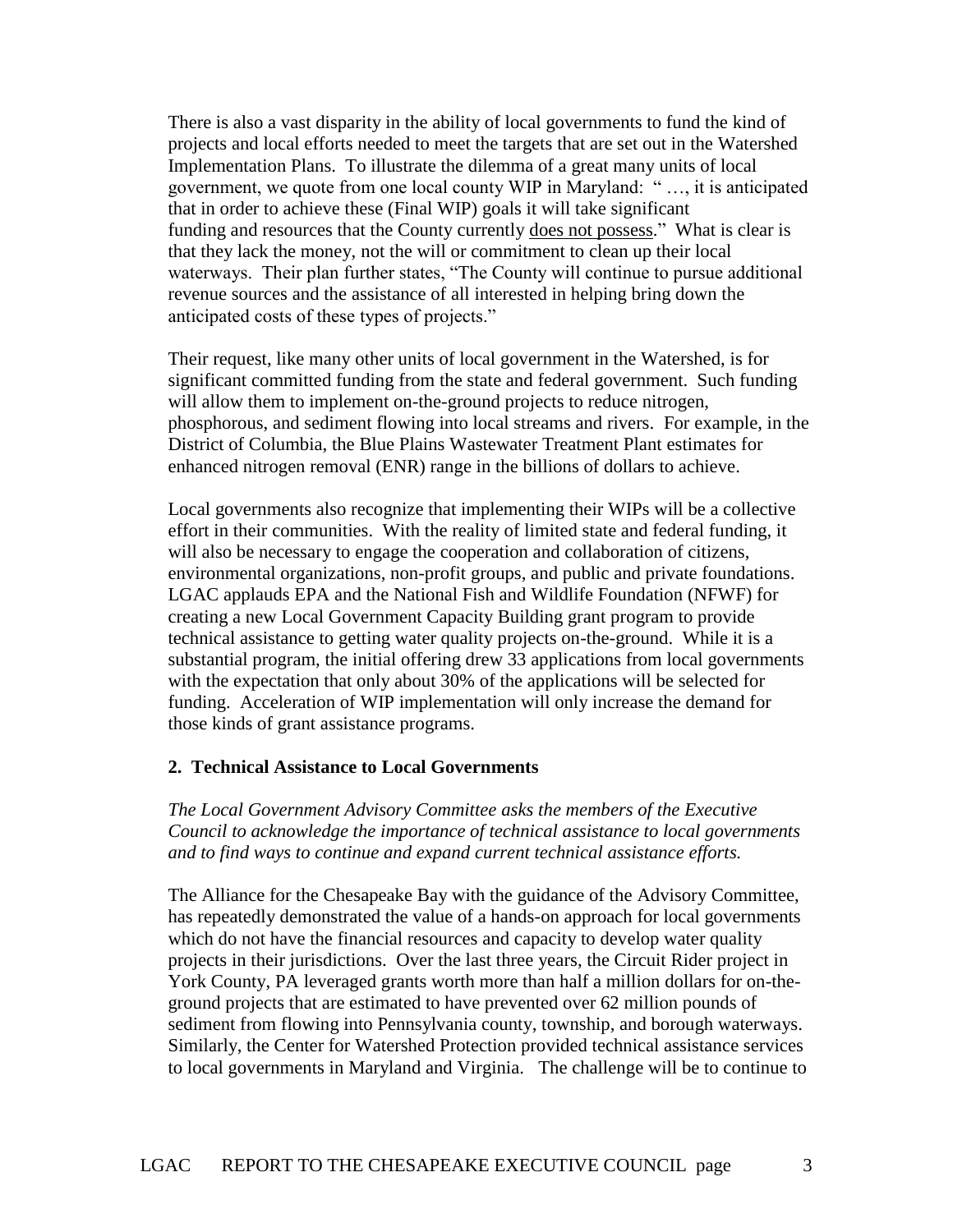There is also a vast disparity in the ability of local governments to fund the kind of projects and local efforts needed to meet the targets that are set out in the Watershed Implementation Plans. To illustrate the dilemma of a great many units of local government, we quote from one local county WIP in Maryland: " …, it is anticipated that in order to achieve these (Final WIP) goals it will take significant funding and resources that the County currently <u>does not possess</u>." What is clear is that they lack the money, not the will or commitment to clean up their local waterways. Their plan further states, "The County will continue to pursue additional revenue sources and the assistance of all interested in helping bring down the anticipated costs of these types of projects."

Their request, like many other units of local government in the Watershed, is for significant committed funding from the state and federal government. Such funding will allow them to implement on-the-ground projects to reduce nitrogen, phosphorous, and sediment flowing into local streams and rivers. For example, in the District of Columbia, the Blue Plains Wastewater Treatment Plant estimates for enhanced nitrogen removal (ENR) range in the billions of dollars to achieve.

Local governments also recognize that implementing their WIPs will be a collective effort in their communities. With the reality of limited state and federal funding, it will also be necessary to engage the cooperation and collaboration of citizens, environmental organizations, non-profit groups, and public and private foundations. LGAC applauds EPA and the National Fish and Wildlife Foundation (NFWF) for creating a new Local Government Capacity Building grant program to provide technical assistance to getting water quality projects on-the-ground. While it is a substantial program, the initial offering drew 33 applications from local governments with the expectation that only about 30% of the applications will be selected for funding. Acceleration of WIP implementation will only increase the demand for those kinds of grant assistance programs.

### 2. Technical Assistance to Local Governments

*The Local Government Advisory Committee asks the members of the Executive Council to acknowledge the importance of technical assistance to local governments and to find ways to continue and expand current technical assistance efforts.*

The Alliance for the Chesapeake Bay with the guidance of the Advisory Committee, has repeatedly demonstrated the value of a hands-on approach for local governments which do not have the financial resources and capacity to develop water quality projects in their jurisdictions. Over the last three years, the Circuit Rider project in York County, PA leveraged grants worth more than half a million dollars for on-the-ground projects that are estimated to have prevented over 62 million pounds of sediment from flowing into Pennsylvania county, township, and borough waterways. Similarly, the Center for Watershed Protection provided technical assistance services to local governments in Maryland and Virginia. The challenge will be to continue to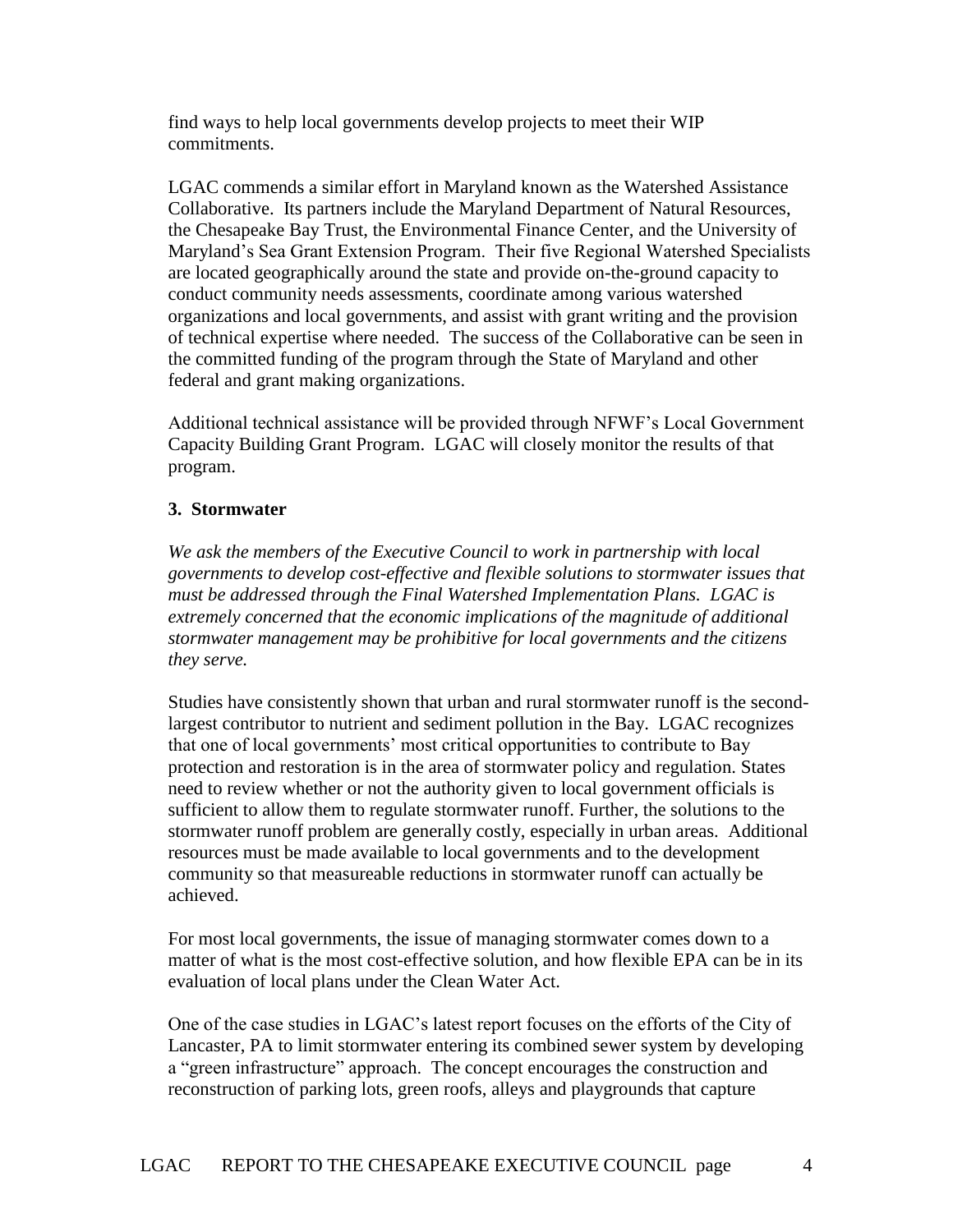find ways to help local governments develop projects to meet their WIP commitments.

LGAC commends a similar effort in Maryland known as the Watershed Assistance Collaborative. Its partners include the Maryland Department of Natural Resources, the Chesapeake Bay Trust, the Environmental Finance Center, and the University of Maryland's Sea Grant Extension Program. Their five Regional Watershed Specialists are located geographically around the state and provide on-the-ground capacity to conduct community needs assessments, coordinate among various watershed organizations and local governments, and assist with grant writing and the provision of technical expertise where needed. The success of the Collaborative can be seen in the committed funding of the program through the State of Maryland and other federal and grant making organizations.

Additional technical assistance will be provided through NFWF's Local Government Capacity Building Grant Program. LGAC will closely monitor the results of that program.

### 3. Stormwater

*We ask the members of the Executive Council to work in partnership with local governments to develop cost-effective and flexible solutions to stormwater issues that must be addressed through the Final Watershed Implementation Plans. LGAC is extremely concerned that the economic implications of the magnitude of additional stormwater management may be prohibitive for local governments and the citizens they serve.*

Studies have consistently shown that urban and rural stormwater runoff is the second-largest contributor to nutrient and sediment pollution in the Bay. LGAC recognizes that one of local governments' most critical opportunities to contribute to Bay protection and restoration is in the area of stormwater policy and regulation. States need to review whether or not the authority given to local government officials is sufficient to allow them to regulate stormwater runoff. Further, the solutions to the stormwater runoff problem are generally costly, especially in urban areas. Additional resources must be made available to local governments and to the development community so that measureable reductions in stormwater runoff can actually be achieved.

For most local governments, the issue of managing stormwater comes down to a matter of what is the most cost-effective solution, and how flexible EPA can be in its evaluation of local plans under the Clean Water Act.

One of the case studies in LGAC's latest report focuses on the efforts of the City of Lancaster, PA to limit stormwater entering its combined sewer system by developing a "green infrastructure" approach. The concept encourages the construction and reconstruction of parking lots, green roofs, alleys and playgrounds that capture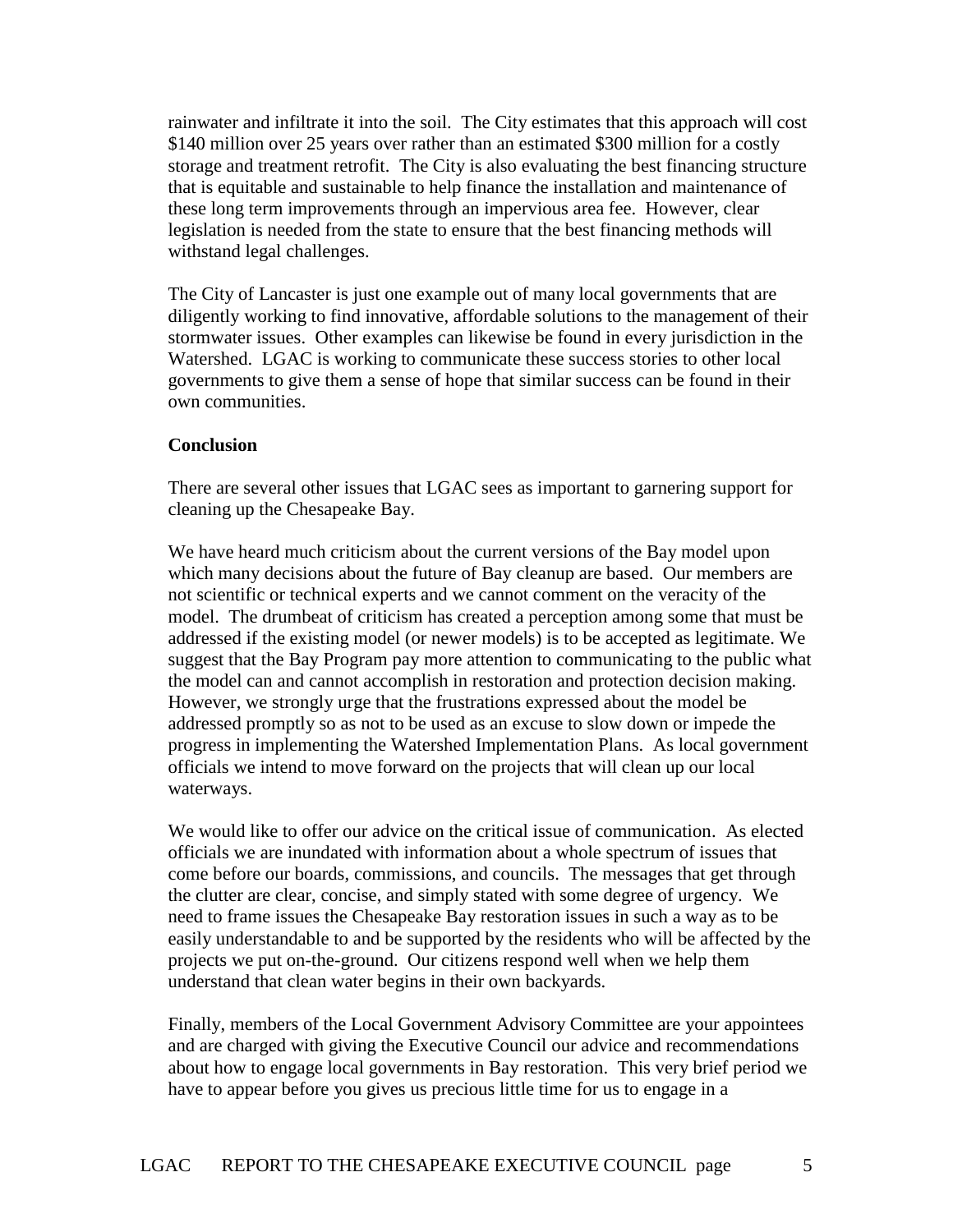rainwater and infiltrate it into the soil. The City estimates that this approach will cost $140 million over 25 years over rather than an estimated $300 million for a costly storage and treatment retrofit. The City is also evaluating the best financing structure that is equitable and sustainable to help finance the installation and maintenance of these long term improvements through an impervious area fee. However, clear legislation is needed from the state to ensure that the best financing methods will withstand legal challenges.

The City of Lancaster is just one example out of many local governments that are diligently working to find innovative, affordable solutions to the management of their stormwater issues. Other examples can likewise be found in every jurisdiction in the Watershed. LGAC is working to communicate these success stories to other local governments to give them a sense of hope that similar success can be found in their own communities.

**Conclusion**

There are several other issues that LGAC sees as important to garnering support for cleaning up the Chesapeake Bay.

We have heard much criticism about the current versions of the Bay model upon which many decisions about the future of Bay cleanup are based. Our members are not scientific or technical experts and we cannot comment on the veracity of the model. The drumbeat of criticism has created a perception among some that must be addressed if the existing model (or newer models) is to be accepted as legitimate. We suggest that the Bay Program pay more attention to communicating to the public what the model can and cannot accomplish in restoration and protection decision making. However, we strongly urge that the frustrations expressed about the model be addressed promptly so as not to be used as an excuse to slow down or impede the progress in implementing the Watershed Implementation Plans. As local government officials we intend to move forward on the projects that will clean up our local waterways.

We would like to offer our advice on the critical issue of communication. As elected officials we are inundated with information about a whole spectrum of issues that come before our boards, commissions, and councils. The messages that get through the clutter are clear, concise, and simply stated with some degree of urgency. We need to frame issues the Chesapeake Bay restoration issues in such a way as to be easily understandable to and be supported by the residents who will be affected by the projects we put on-the-ground. Our citizens respond well when we help them understand that clean water begins in their own backyards.

Finally, members of the Local Government Advisory Committee are your appointees and are charged with giving the Executive Council our advice and recommendations about how to engage local governments in Bay restoration. This very brief period we have to appear before you gives us precious little time for us to engage in a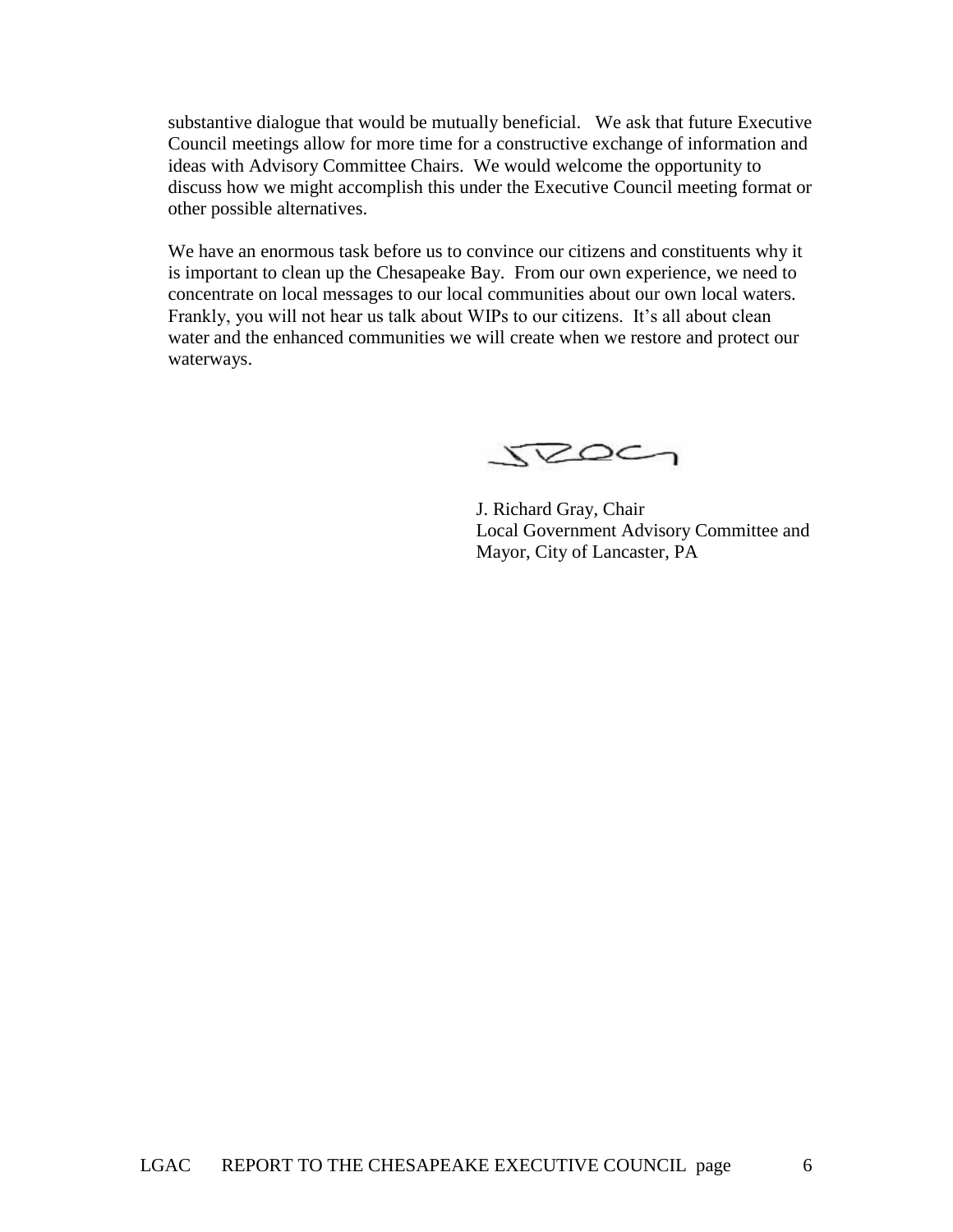substantive dialogue that would be mutually beneficial. We ask that future Executive Council meetings allow for more time for a constructive exchange of information and ideas with Advisory Committee Chairs. We would welcome the opportunity to discuss how we might accomplish this under the Executive Council meeting format or other possible alternatives.

We have an enormous task before us to convince our citizens and constituents why it is important to clean up the Chesapeake Bay. From our own experience, we need to concentrate on local messages to our local communities about our own local waters. Frankly, you will not hear us talk about WIPs to our citizens. It's all about clean water and the enhanced communities we will create when we restore and protect our waterways.

J. Richard Gray, Chair
Local Government Advisory Committee and
Mayor, City of Lancaster, PA